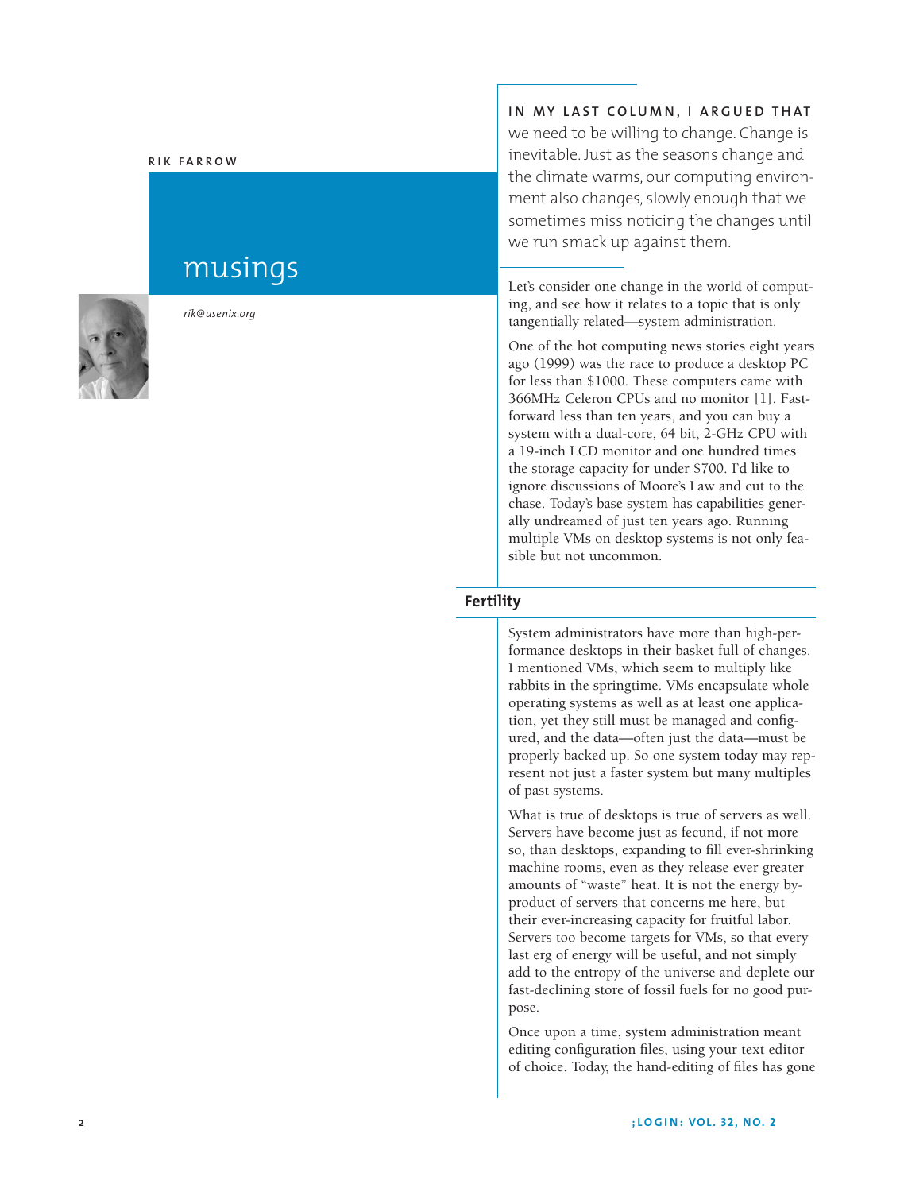RIK FARROW

# musings

*rik@usenix.org*

**IN MY LAST COLUMN, I ARGUED THAT** we need to be willing to change. Change is inevitable. Just as the seasons change and the climate warms, our computing environment also changes, slowly enough that we sometimes miss noticing the changes until we run smack up against them.

Let's consider one change in the world of computing, and see how it relates to a topic that is only tangentially related—system administration.

One of the hot computing news stories eight years ago (1999) was the race to produce a desktop PC for less than $1000. These computers came with 366MHz Celeron CPUs and no monitor [1]. Fast-forward less than ten years, and you can buy a system with a dual-core, 64 bit, 2-GHz CPU with a 19-inch LCD monitor and one hundred times the storage capacity for under $700. I'd like to ignore discussions of Moore's Law and cut to the chase. Today's base system has capabilities generally undreamed of just ten years ago. Running multiple VMs on desktop systems is not only feasible but not uncommon.

## Fertility

System administrators have more than high-performance desktops in their basket full of changes. I mentioned VMs, which seem to multiply like rabbits in the springtime. VMs encapsulate whole operating systems as well as at least one application, yet they still must be managed and configured, and the data—often just the data—must be properly backed up. So one system today may represent not just a faster system but many multiples of past systems.

What is true of desktops is true of servers as well. Servers have become just as fecund, if not more so, than desktops, expanding to fill ever-shrinking machine rooms, even as they release ever greater amounts of "waste" heat. It is not the energy byproduct of servers that concerns me here, but their ever-increasing capacity for fruitful labor. Servers too become targets for VMs, so that every last erg of energy will be useful, and not simply add to the entropy of the universe and deplete our fast-declining store of fossil fuels for no good purpose.

Once upon a time, system administration meant editing configuration files, using your text editor of choice. Today, the hand-editing of files has gone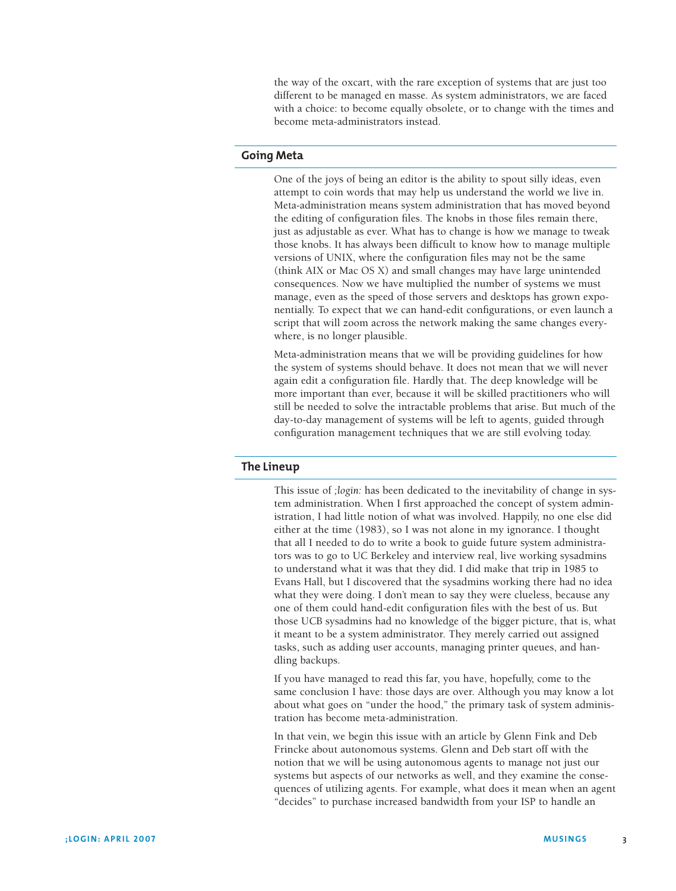the way of the oxcart, with the rare exception of systems that are just too different to be managed en masse. As system administrators, we are faced with a choice: to become equally obsolete, or to change with the times and become meta-administrators instead.

## Going Meta

One of the joys of being an editor is the ability to spout silly ideas, even attempt to coin words that may help us understand the world we live in. Meta-administration means system administration that has moved beyond the editing of configuration files. The knobs in those files remain there, just as adjustable as ever. What has to change is how we manage to tweak those knobs. It has always been difficult to know how to manage multiple versions of UNIX, where the configuration files may not be the same (think AIX or Mac OS X) and small changes may have large unintended consequences. Now we have multiplied the number of systems we must manage, even as the speed of those servers and desktops has grown exponentially. To expect that we can hand-edit configurations, or even launch a script that will zoom across the network making the same changes everywhere, is no longer plausible.

Meta-administration means that we will be providing guidelines for how the system of systems should behave. It does not mean that we will never again edit a configuration file. Hardly that. The deep knowledge will be more important than ever, because it will be skilled practitioners who will still be needed to solve the intractable problems that arise. But much of the day-to-day management of systems will be left to agents, guided through configuration management techniques that we are still evolving today.

## The Lineup

This issue of *;login:* has been dedicated to the inevitability of change in system administration. When I first approached the concept of system administration, I had little notion of what was involved. Happily, no one else did either at the time (1983), so I was not alone in my ignorance. I thought that all I needed to do to write a book to guide future system administrators was to go to UC Berkeley and interview real, live working sysadmins to understand what it was that they did. I did make that trip in 1985 to Evans Hall, but I discovered that the sysadmins working there had no idea what they were doing. I don't mean to say they were clueless, because any one of them could hand-edit configuration files with the best of us. But those UCB sysadmins had no knowledge of the bigger picture, that is, what it meant to be a system administrator. They merely carried out assigned tasks, such as adding user accounts, managing printer queues, and handling backups.

If you have managed to read this far, you have, hopefully, come to the same conclusion I have: those days are over. Although you may know a lot about what goes on "under the hood," the primary task of system administration has become meta-administration.

In that vein, we begin this issue with an article by Glenn Fink and Deb Frincke about autonomous systems. Glenn and Deb start off with the notion that we will be using autonomous agents to manage not just our systems but aspects of our networks as well, and they examine the consequences of utilizing agents. For example, what does it mean when an agent "decides" to purchase increased bandwidth from your ISP to handle an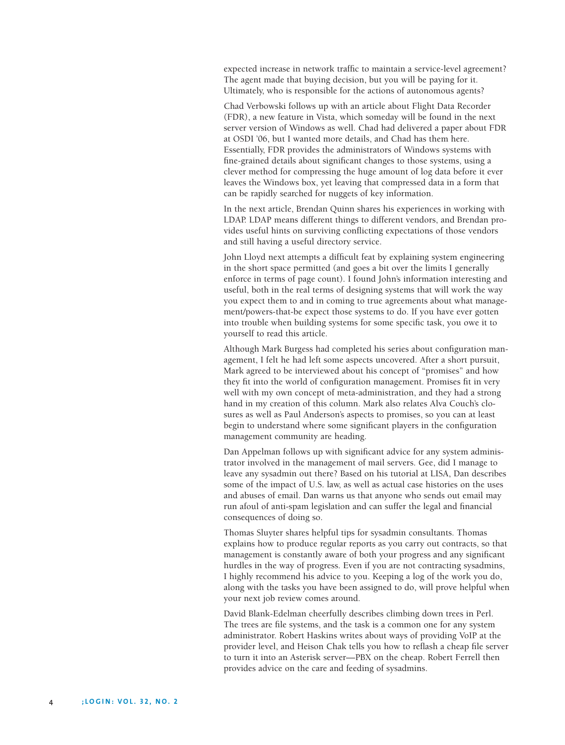expected increase in network traffic to maintain a service-level agreement? The agent made that buying decision, but you will be paying for it. Ultimately, who is responsible for the actions of autonomous agents?

Chad Verbowski follows up with an article about Flight Data Recorder (FDR), a new feature in Vista, which someday will be found in the next server version of Windows as well. Chad had delivered a paper about FDR at OSDI '06, but I wanted more details, and Chad has them here. Essentially, FDR provides the administrators of Windows systems with fine-grained details about significant changes to those systems, using a clever method for compressing the huge amount of log data before it ever leaves the Windows box, yet leaving that compressed data in a form that can be rapidly searched for nuggets of key information.

In the next article, Brendan Quinn shares his experiences in working with LDAP. LDAP means different things to different vendors, and Brendan provides useful hints on surviving conflicting expectations of those vendors and still having a useful directory service.

John Lloyd next attempts a difficult feat by explaining system engineering in the short space permitted (and goes a bit over the limits I generally enforce in terms of page count). I found John's information interesting and useful, both in the real terms of designing systems that will work the way you expect them to and in coming to true agreements about what management/powers-that-be expect those systems to do. If you have ever gotten into trouble when building systems for some specific task, you owe it to yourself to read this article.

Although Mark Burgess had completed his series about configuration management, I felt he had left some aspects uncovered. After a short pursuit, Mark agreed to be interviewed about his concept of "promises" and how they fit into the world of configuration management. Promises fit in very well with my own concept of meta-administration, and they had a strong hand in my creation of this column. Mark also relates Alva Couch's closures as well as Paul Anderson's aspects to promises, so you can at least begin to understand where some significant players in the configuration management community are heading.

Dan Appelman follows up with significant advice for any system administrator involved in the management of mail servers. Gee, did I manage to leave any sysadmin out there? Based on his tutorial at LISA, Dan describes some of the impact of U.S. law, as well as actual case histories on the uses and abuses of email. Dan warns us that anyone who sends out email may run afoul of anti-spam legislation and can suffer the legal and financial consequences of doing so.

Thomas Sluyter shares helpful tips for sysadmin consultants. Thomas explains how to produce regular reports as you carry out contracts, so that management is constantly aware of both your progress and any significant hurdles in the way of progress. Even if you are not contracting sysadmins, I highly recommend his advice to you. Keeping a log of the work you do, along with the tasks you have been assigned to do, will prove helpful when your next job review comes around.

David Blank-Edelman cheerfully describes climbing down trees in Perl. The trees are file systems, and the task is a common one for any system administrator. Robert Haskins writes about ways of providing VoIP at the provider level, and Heison Chak tells you how to reflash a cheap file server to turn it into an Asterisk server—PBX on the cheap. Robert Ferrell then provides advice on the care and feeding of sysadmins.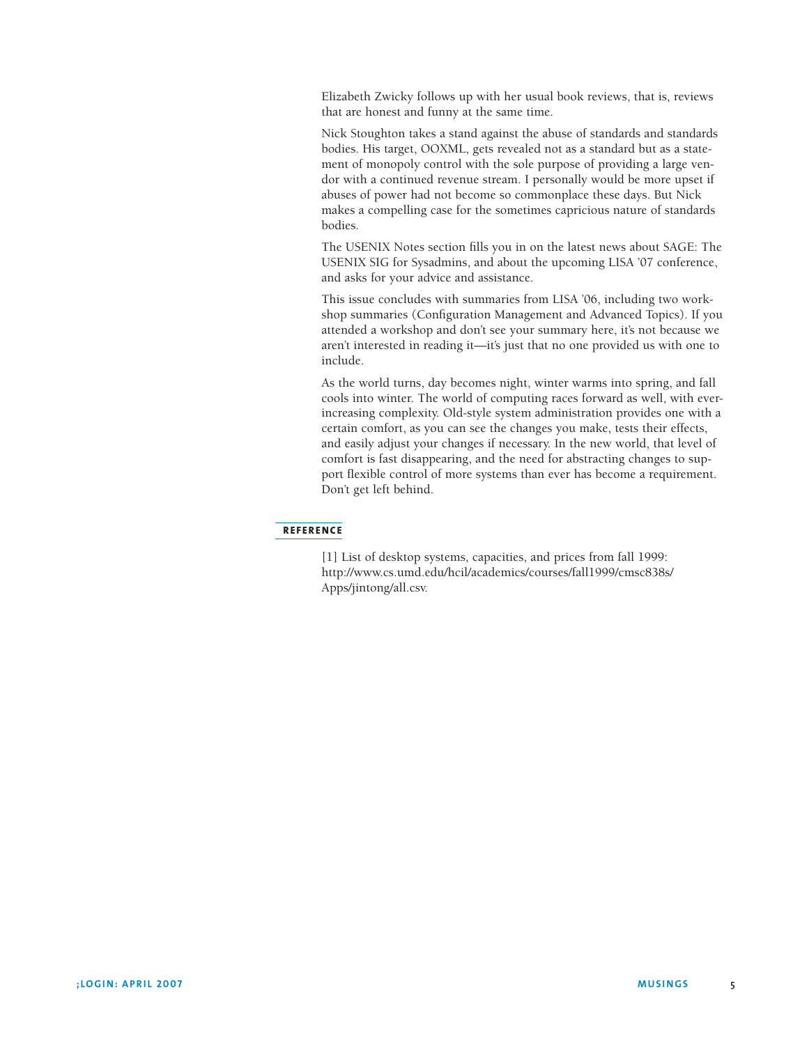Elizabeth Zwicky follows up with her usual book reviews, that is, reviews that are honest and funny at the same time.

Nick Stoughton takes a stand against the abuse of standards and standards bodies. His target, OOXML, gets revealed not as a standard but as a statement of monopoly control with the sole purpose of providing a large vendor with a continued revenue stream. I personally would be more upset if abuses of power had not become so commonplace these days. But Nick makes a compelling case for the sometimes capricious nature of standards bodies.

The USENIX Notes section fills you in on the latest news about SAGE: The USENIX SIG for Sysadmins, and about the upcoming LISA '07 conference, and asks for your advice and assistance.

This issue concludes with summaries from LISA '06, including two workshop summaries (Configuration Management and Advanced Topics). If you attended a workshop and don't see your summary here, it's not because we aren't interested in reading it—it's just that no one provided us with one to include.

As the world turns, day becomes night, winter warms into spring, and fall cools into winter. The world of computing races forward as well, with ever-increasing complexity. Old-style system administration provides one with a certain comfort, as you can see the changes you make, tests their effects, and easily adjust your changes if necessary. In the new world, that level of comfort is fast disappearing, and the need for abstracting changes to support flexible control of more systems than ever has become a requirement. Don't get left behind.

## REFERENCE

[1] List of desktop systems, capacities, and prices from fall 1999: http://www.cs.umd.edu/hcil/academics/courses/fall1999/cmsc838s/Apps/jintong/all.csv.